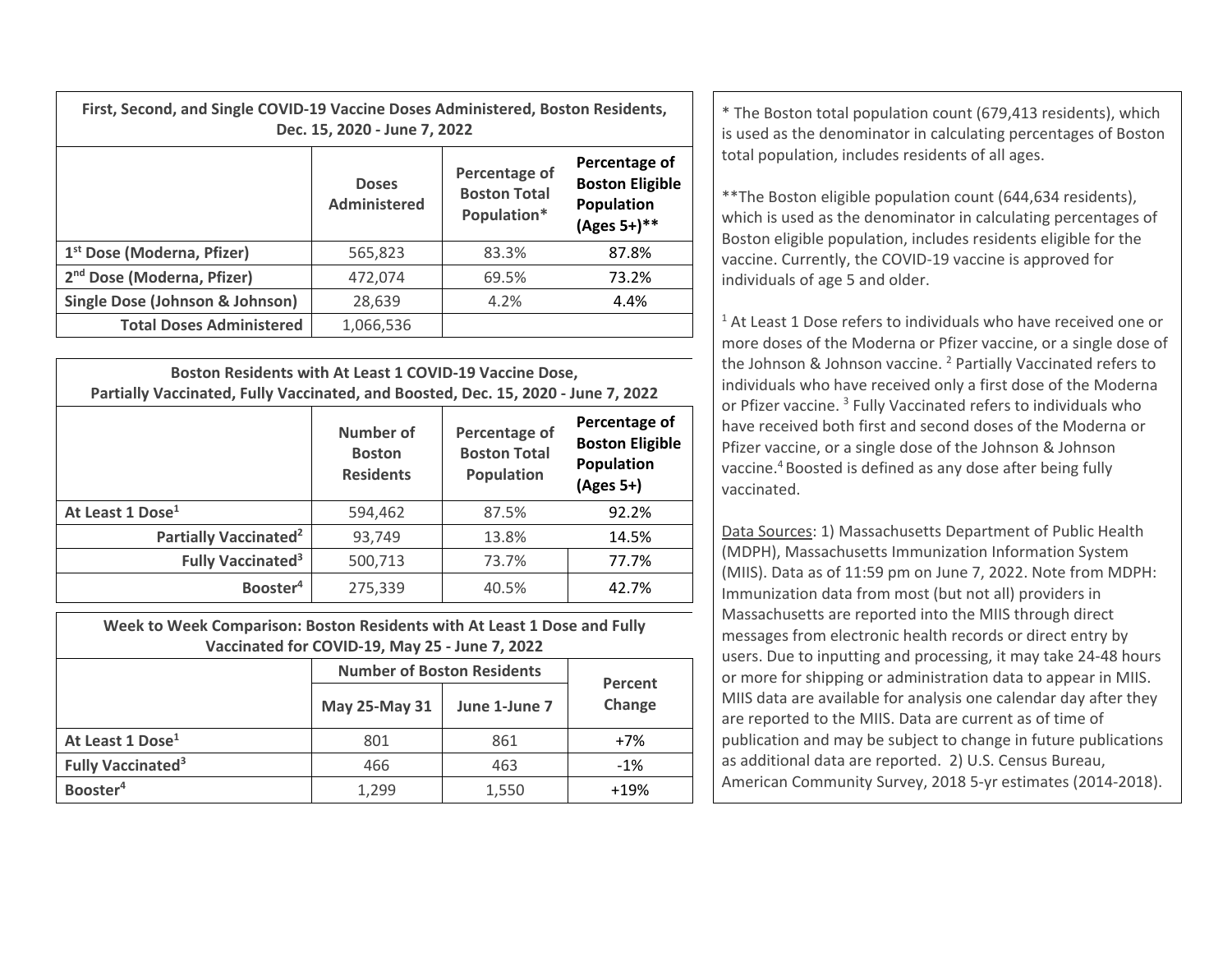| First, Second, and Single COVID-19 Vaccine Doses Administered, Boston Residents, Dec. 15, 2020 - June 7, 2022 | | | |
|---|---|---|---|
| | **Doses Administered** | **Percentage of Boston Total Population*** | **Percentage of Boston Eligible Population (Ages 5+)**** |
| **1st Dose (Moderna, Pfizer)** | 565,823 | 83.3% | 87.8% |
| **2nd Dose (Moderna, Pfizer)** | 472,074 | 69.5% | 73.2% |
| **Single Dose (Johnson & Johnson)** | 28,639 | 4.2% | 4.4% |
| **Total Doses Administered** | 1,066,536 | | |

| Boston Residents with At Least 1 COVID-19 Vaccine Dose, Partially Vaccinated, Fully Vaccinated, and Boosted, Dec. 15, 2020 - June 7, 2022 | | | |
|---|---|---|---|
| | **Number of Boston Residents** | **Percentage of Boston Total Population** | **Percentage of Boston Eligible Population (Ages 5+)** |
| **At Least 1 Dose[1]** | 594,462 | 87.5% | 92.2% |
| **Partially Vaccinated[2]** | 93,749 | 13.8% | 14.5% |
| **Fully Vaccinated[3]** | 500,713 | 73.7% | 77.7% |
| **Booster[4]** | 275,339 | 40.5% | 42.7% |

| Week to Week Comparison: Boston Residents with At Least 1 Dose and Fully Vaccinated for COVID-19, May 25 - June 7, 2022 | | | |
|---|---|---|---|
| | **Number of Boston Residents** | | **Percent Change** |
| | **May 25-May 31** | **June 1-June 7** | |
| **At Least 1 Dose[1]** | 801 | 861 | +7% |
| **Fully Vaccinated[3]** | 466 | 463 | -1% |
| **Booster[4]** | 1,299 | 1,550 | +19% |

* The Boston total population count (679,413 residents), which is used as the denominator in calculating percentages of Boston total population, includes residents of all ages.

**The Boston eligible population count (644,634 residents), which is used as the denominator in calculating percentages of Boston eligible population, includes residents eligible for the vaccine. Currently, the COVID-19 vaccine is approved for individuals of age 5 and older.

[1] At Least 1 Dose refers to individuals who have received one or more doses of the Moderna or Pfizer vaccine, or a single dose of the Johnson & Johnson vaccine. [2] Partially Vaccinated refers to individuals who have received only a first dose of the Moderna or Pfizer vaccine. [3] Fully Vaccinated refers to individuals who have received both first and second doses of the Moderna or Pfizer vaccine, or a single dose of the Johnson & Johnson vaccine.[4] Boosted is defined as any dose after being fully vaccinated.

Data Sources: 1) Massachusetts Department of Public Health (MDPH), Massachusetts Immunization Information System (MIIS). Data as of 11:59 pm on June 7, 2022. Note from MDPH: Immunization data from most (but not all) providers in Massachusetts are reported into the MIIS through direct messages from electronic health records or direct entry by users. Due to inputting and processing, it may take 24-48 hours or more for shipping or administration data to appear in MIIS. MIIS data are available for analysis one calendar day after they are reported to the MIIS. Data are current as of time of publication and may be subject to change in future publications as additional data are reported. 2) U.S. Census Bureau, American Community Survey, 2018 5-yr estimates (2014-2018).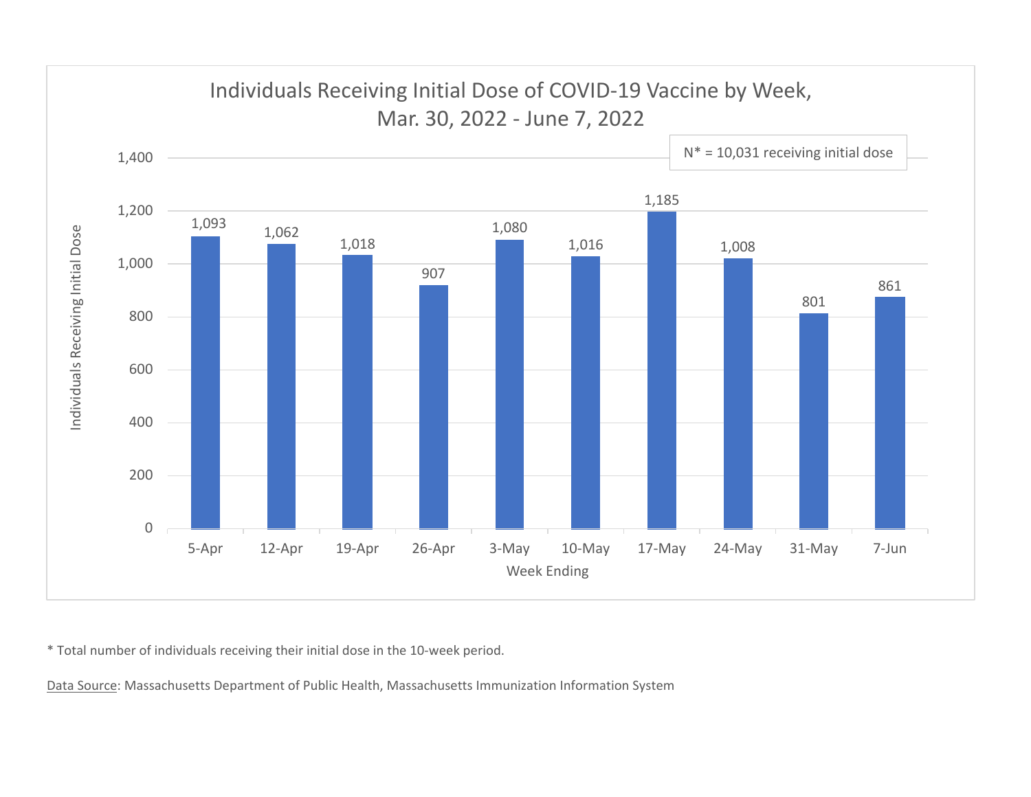## Individuals Receiving Initial Dose of COVID-19 Vaccine by Week, Mar. 30, 2022 - June 7, 2022

N* = 10,031 receiving initial dose

| Week Ending | Individuals Receiving Initial Dose |
|---|---|
| 5-Apr | 1,093 |
| 12-Apr | 1,062 |
| 19-Apr | 1,018 |
| 26-Apr | 907 |
| 3-May | 1,080 |
| 10-May | 1,016 |
| 17-May | 1,185 |
| 24-May | 1,008 |
| 31-May | 801 |
| 7-Jun | 861 |

* Total number of individuals receiving their initial dose in the 10-week period.

Data Source: Massachusetts Department of Public Health, Massachusetts Immunization Information System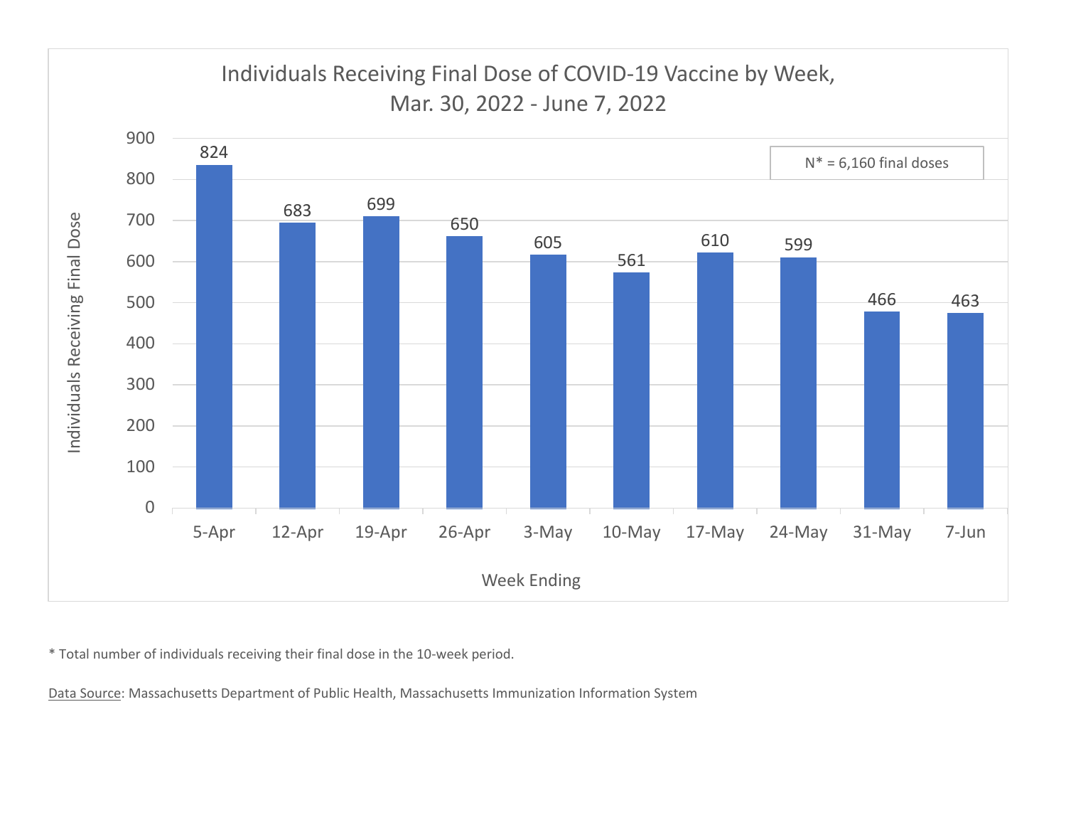## Individuals Receiving Final Dose of COVID-19 Vaccine by Week, Mar. 30, 2022 - June 7, 2022

N* = 6,160 final doses

| Week Ending | Individuals Receiving Final Dose |
|---|---|
| 5-Apr | 824 |
| 12-Apr | 683 |
| 19-Apr | 699 |
| 26-Apr | 650 |
| 3-May | 605 |
| 10-May | 561 |
| 17-May | 610 |
| 24-May | 599 |
| 31-May | 466 |
| 7-Jun | 463 |

* Total number of individuals receiving their final dose in the 10-week period.

Data Source: Massachusetts Department of Public Health, Massachusetts Immunization Information System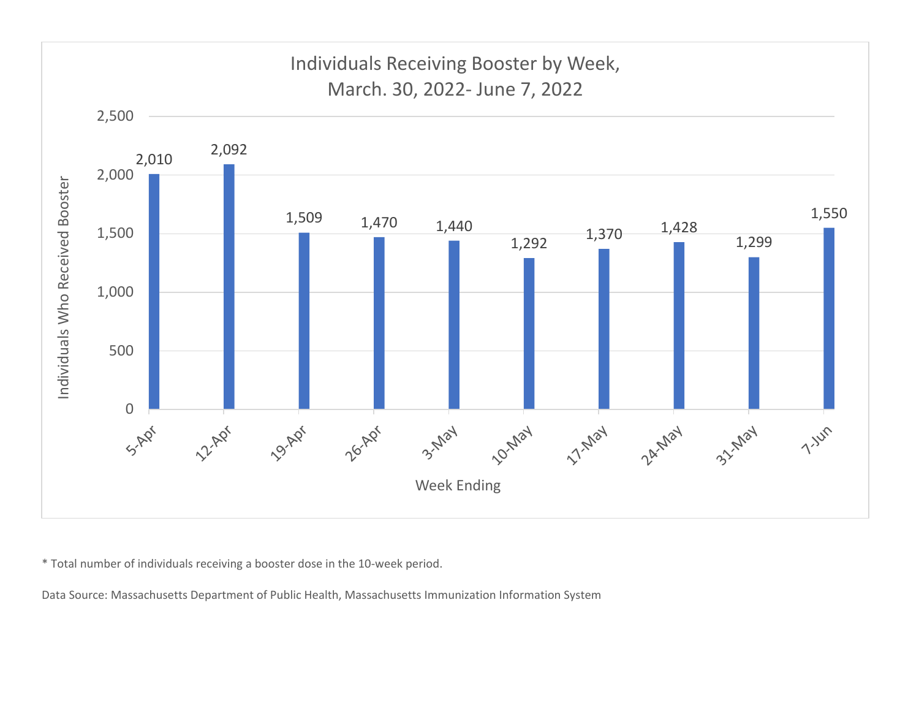## Individuals Receiving Booster by Week, March. 30, 2022- June 7, 2022

| Week Ending | Individuals Who Received Booster |
| --- | --- |
| 5-Apr | 2,010 |
| 12-Apr | 2,092 |
| 19-Apr | 1,509 |
| 26-Apr | 1,470 |
| 3-May | 1,440 |
| 10-May | 1,292 |
| 17-May | 1,370 |
| 24-May | 1,428 |
| 31-May | 1,299 |
| 7-Jun | 1,550 |

\* Total number of individuals receiving a booster dose in the 10-week period.

Data Source: Massachusetts Department of Public Health, Massachusetts Immunization Information System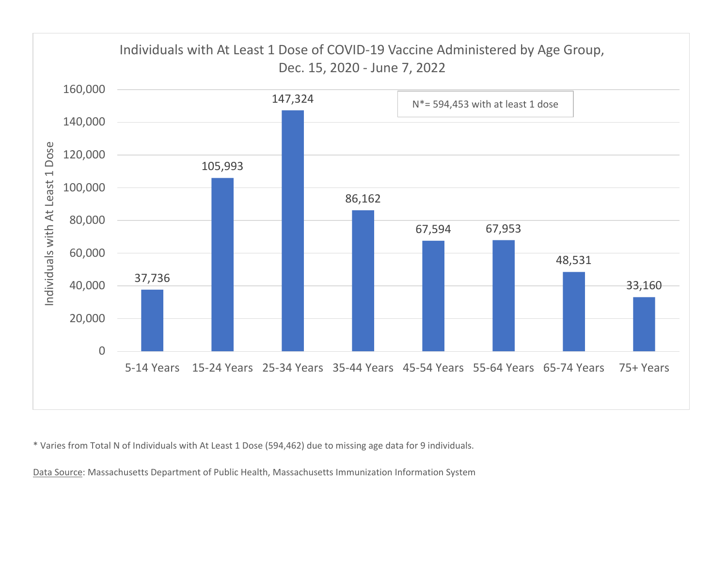## Individuals with At Least 1 Dose of COVID-19 Vaccine Administered by Age Group, Dec. 15, 2020 - June 7, 2022

N*= 594,453 with at least 1 dose

| Age Group | Individuals with At Least 1 Dose |
|---|---|
| 5-14 Years | 37,736 |
| 15-24 Years | 105,993 |
| 25-34 Years | 147,324 |
| 35-44 Years | 86,162 |
| 45-54 Years | 67,594 |
| 55-64 Years | 67,953 |
| 65-74 Years | 48,531 |
| 75+ Years | 33,160 |

* Varies from Total N of Individuals with At Least 1 Dose (594,462) due to missing age data for 9 individuals.

Data Source: Massachusetts Department of Public Health, Massachusetts Immunization Information System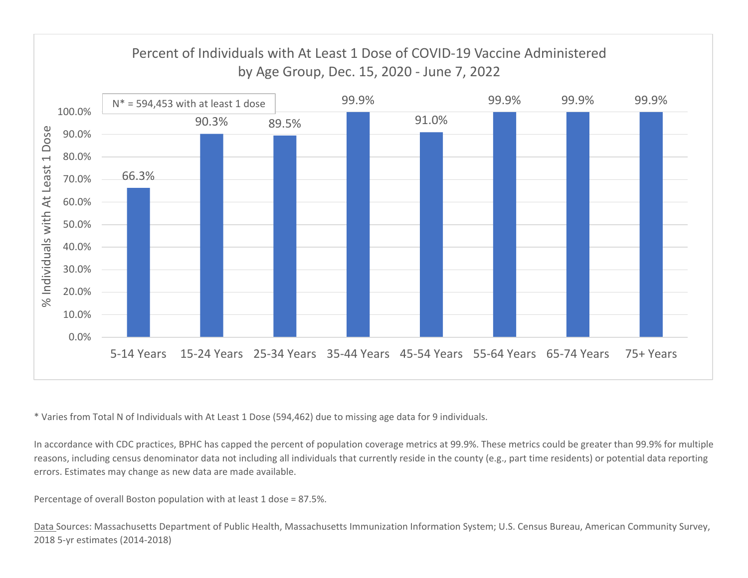## Percent of Individuals with At Least 1 Dose of COVID-19 Vaccine Administered by Age Group, Dec. 15, 2020 - June 7, 2022

N* = 594,453 with at least 1 dose

| Age Group | % Individuals with At Least 1 Dose |
|---|---|
| 5-14 Years | 66.3% |
| 15-24 Years | 90.3% |
| 25-34 Years | 89.5% |
| 35-44 Years | 99.9% |
| 45-54 Years | 91.0% |
| 55-64 Years | 99.9% |
| 65-74 Years | 99.9% |
| 75+ Years | 99.9% |

\* Varies from Total N of Individuals with At Least 1 Dose (594,462) due to missing age data for 9 individuals.

In accordance with CDC practices, BPHC has capped the percent of population coverage metrics at 99.9%. These metrics could be greater than 99.9% for multiple reasons, including census denominator data not including all individuals that currently reside in the county (e.g., part time residents) or potential data reporting errors. Estimates may change as new data are made available.

Percentage of overall Boston population with at least 1 dose = 87.5%.

Data Sources: Massachusetts Department of Public Health, Massachusetts Immunization Information System; U.S. Census Bureau, American Community Survey, 2018 5-yr estimates (2014-2018)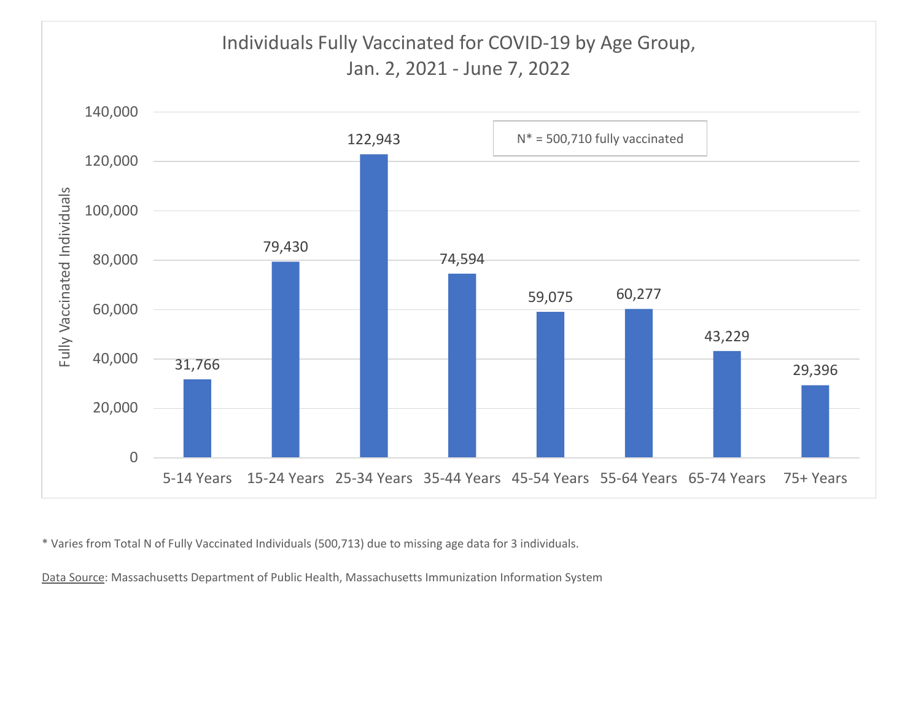## Individuals Fully Vaccinated for COVID-19 by Age Group, Jan. 2, 2021 - June 7, 2022

N* = 500,710 fully vaccinated

| Age Group | Fully Vaccinated Individuals |
| --- | --- |
| 5-14 Years | 31,766 |
| 15-24 Years | 79,430 |
| 25-34 Years | 122,943 |
| 35-44 Years | 74,594 |
| 45-54 Years | 59,075 |
| 55-64 Years | 60,277 |
| 65-74 Years | 43,229 |
| 75+ Years | 29,396 |

* Varies from Total N of Fully Vaccinated Individuals (500,713) due to missing age data for 3 individuals.

Data Source: Massachusetts Department of Public Health, Massachusetts Immunization Information System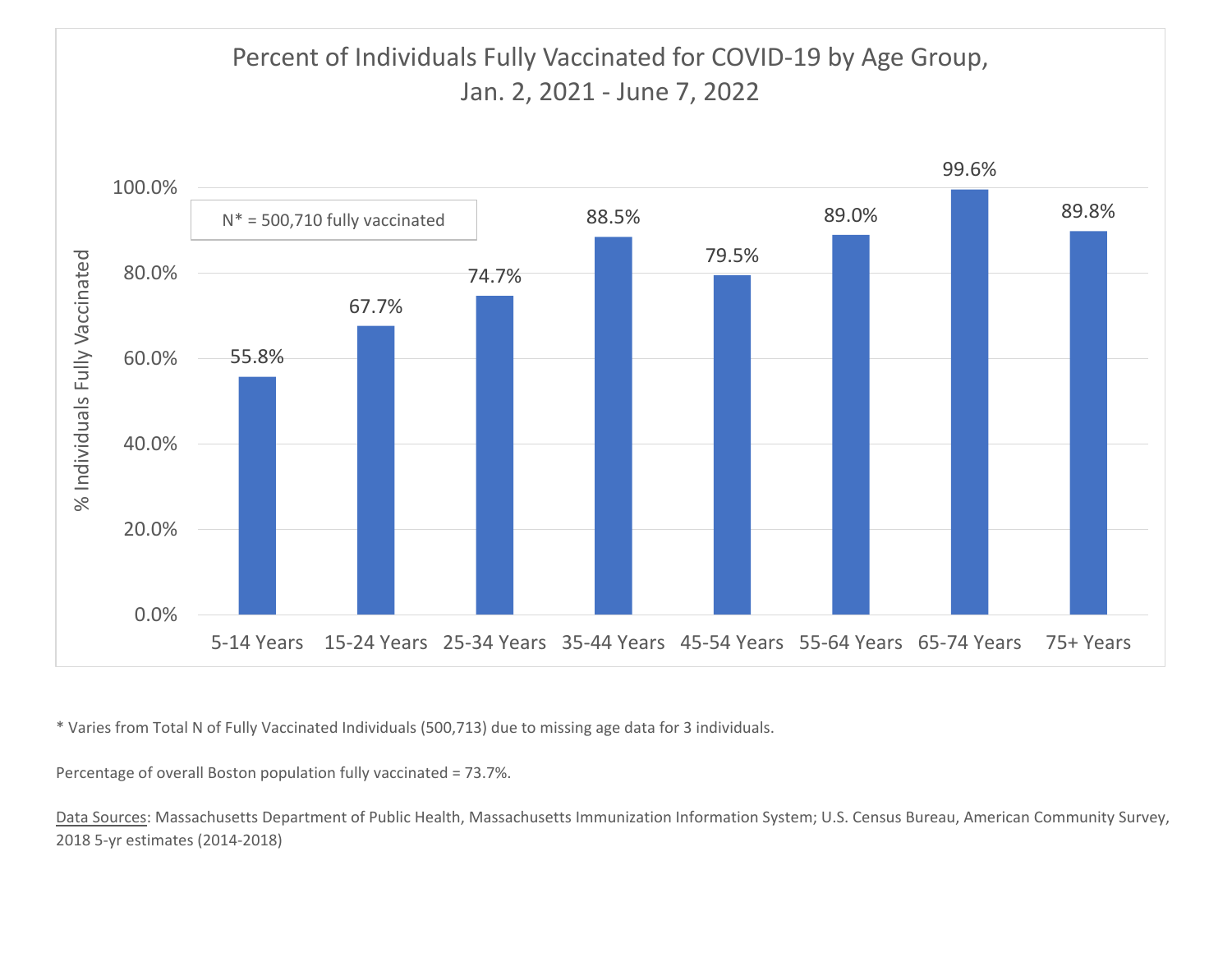## Percent of Individuals Fully Vaccinated for COVID-19 by Age Group, Jan. 2, 2021 - June 7, 2022

N* = 500,710 fully vaccinated

| Age Group | % Individuals Fully Vaccinated |
| --- | --- |
| 5-14 Years | 55.8% |
| 15-24 Years | 67.7% |
| 25-34 Years | 74.7% |
| 35-44 Years | 88.5% |
| 45-54 Years | 79.5% |
| 55-64 Years | 89.0% |
| 65-74 Years | 99.6% |
| 75+ Years | 89.8% |

* Varies from Total N of Fully Vaccinated Individuals (500,713) due to missing age data for 3 individuals.

Percentage of overall Boston population fully vaccinated = 73.7%.

Data Sources: Massachusetts Department of Public Health, Massachusetts Immunization Information System; U.S. Census Bureau, American Community Survey, 2018 5-yr estimates (2014-2018)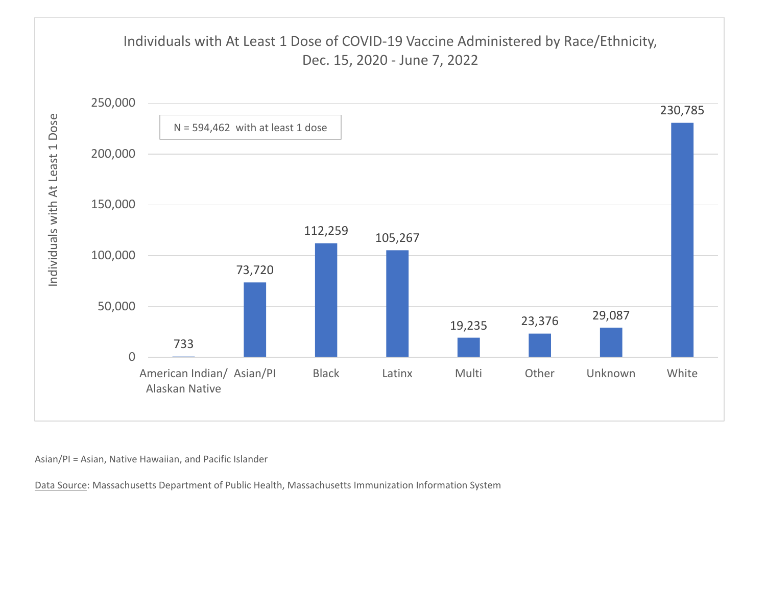## Individuals with At Least 1 Dose of COVID-19 Vaccine Administered by Race/Ethnicity, Dec. 15, 2020 - June 7, 2022

N = 594,462 with at least 1 dose

| Race/Ethnicity | Individuals with At Least 1 Dose |
| --- | --- |
| American Indian/ Alaskan Native | 733 |
| Asian/PI | 73,720 |
| Black | 112,259 |
| Latinx | 105,267 |
| Multi | 19,235 |
| Other | 23,376 |
| Unknown | 29,087 |
| White | 230,785 |

Asian/PI = Asian, Native Hawaiian, and Pacific Islander

Data Source: Massachusetts Department of Public Health, Massachusetts Immunization Information System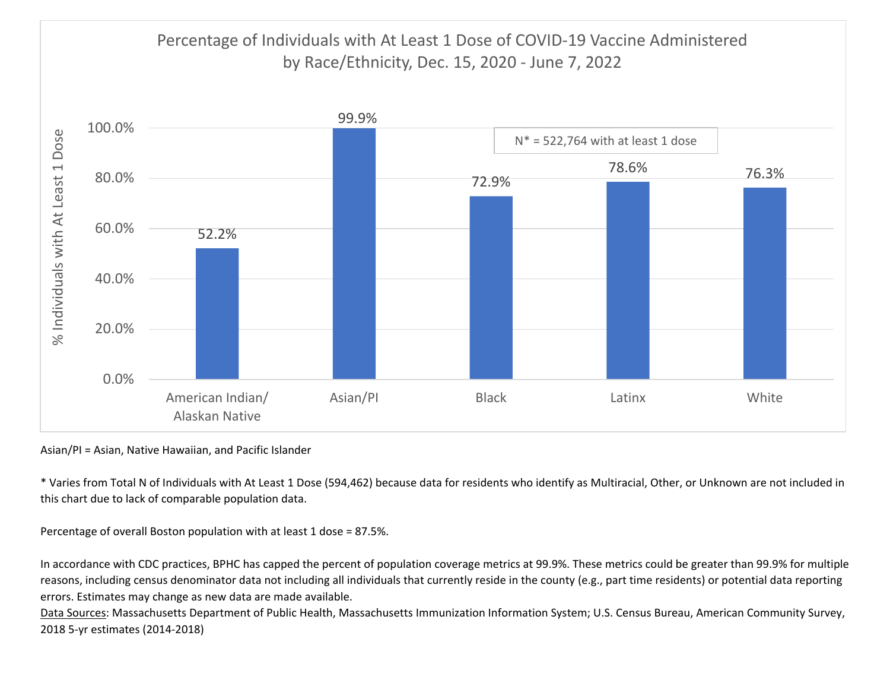## Percentage of Individuals with At Least 1 Dose of COVID-19 Vaccine Administered by Race/Ethnicity, Dec. 15, 2020 - June 7, 2022

N* = 522,764 with at least 1 dose

| Race/Ethnicity | % Individuals with At Least 1 Dose |
|---|---|
| American Indian/ Alaskan Native | 52.2% |
| Asian/PI | 99.9% |
| Black | 72.9% |
| Latinx | 78.6% |
| White | 76.3% |

Asian/PI = Asian, Native Hawaiian, and Pacific Islander

* Varies from Total N of Individuals with At Least 1 Dose (594,462) because data for residents who identify as Multiracial, Other, or Unknown are not included in this chart due to lack of comparable population data.

Percentage of overall Boston population with at least 1 dose = 87.5%.

In accordance with CDC practices, BPHC has capped the percent of population coverage metrics at 99.9%. These metrics could be greater than 99.9% for multiple reasons, including census denominator data not including all individuals that currently reside in the county (e.g., part time residents) or potential data reporting errors. Estimates may change as new data are made available.

Data Sources: Massachusetts Department of Public Health, Massachusetts Immunization Information System; U.S. Census Bureau, American Community Survey, 2018 5-yr estimates (2014-2018)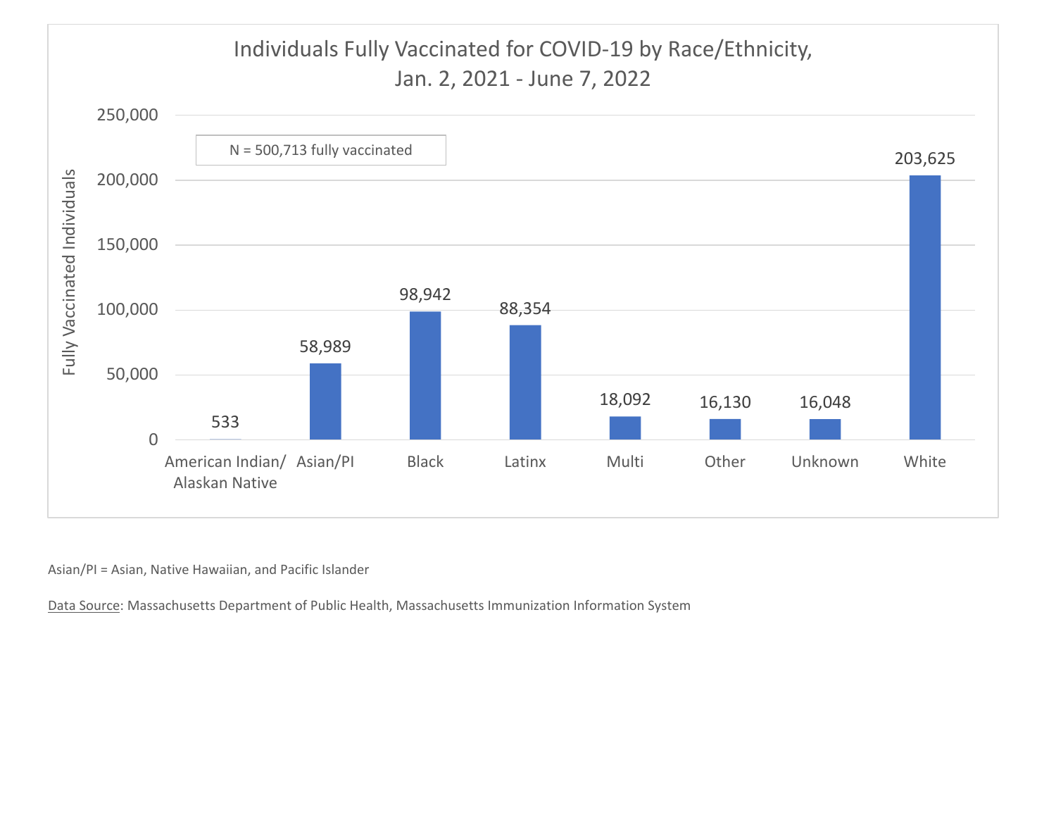## Individuals Fully Vaccinated for COVID-19 by Race/Ethnicity, Jan. 2, 2021 - June 7, 2022

N = 500,713 fully vaccinated

| Race/Ethnicity | Fully Vaccinated Individuals |
|---|---|
| American Indian/ Alaskan Native | 533 |
| Asian/PI | 58,989 |
| Black | 98,942 |
| Latinx | 88,354 |
| Multi | 18,092 |
| Other | 16,130 |
| Unknown | 16,048 |
| White | 203,625 |

Asian/PI = Asian, Native Hawaiian, and Pacific Islander

Data Source: Massachusetts Department of Public Health, Massachusetts Immunization Information System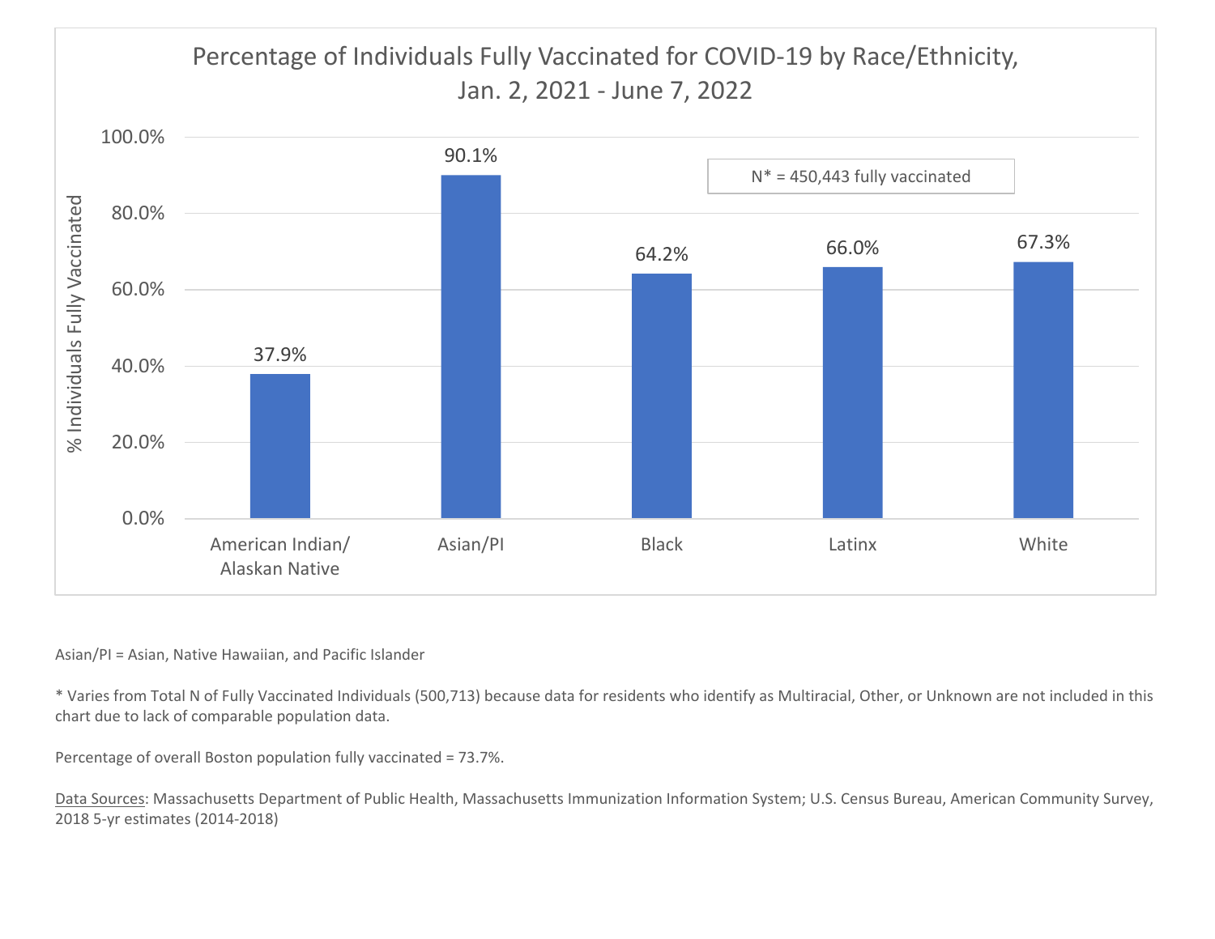## Percentage of Individuals Fully Vaccinated for COVID-19 by Race/Ethnicity, Jan. 2, 2021 - June 7, 2022

| Race/Ethnicity | % Individuals Fully Vaccinated |
| --- | --- |
| American Indian/ Alaskan Native | 37.9% |
| Asian/PI | 90.1% |
| Black | 64.2% |
| Latinx | 66.0% |
| White | 67.3% |

N* = 450,443 fully vaccinated

Asian/PI = Asian, Native Hawaiian, and Pacific Islander

* Varies from Total N of Fully Vaccinated Individuals (500,713) because data for residents who identify as Multiracial, Other, or Unknown are not included in this chart due to lack of comparable population data.

Percentage of overall Boston population fully vaccinated = 73.7%.

Data Sources: Massachusetts Department of Public Health, Massachusetts Immunization Information System; U.S. Census Bureau, American Community Survey, 2018 5-yr estimates (2014-2018)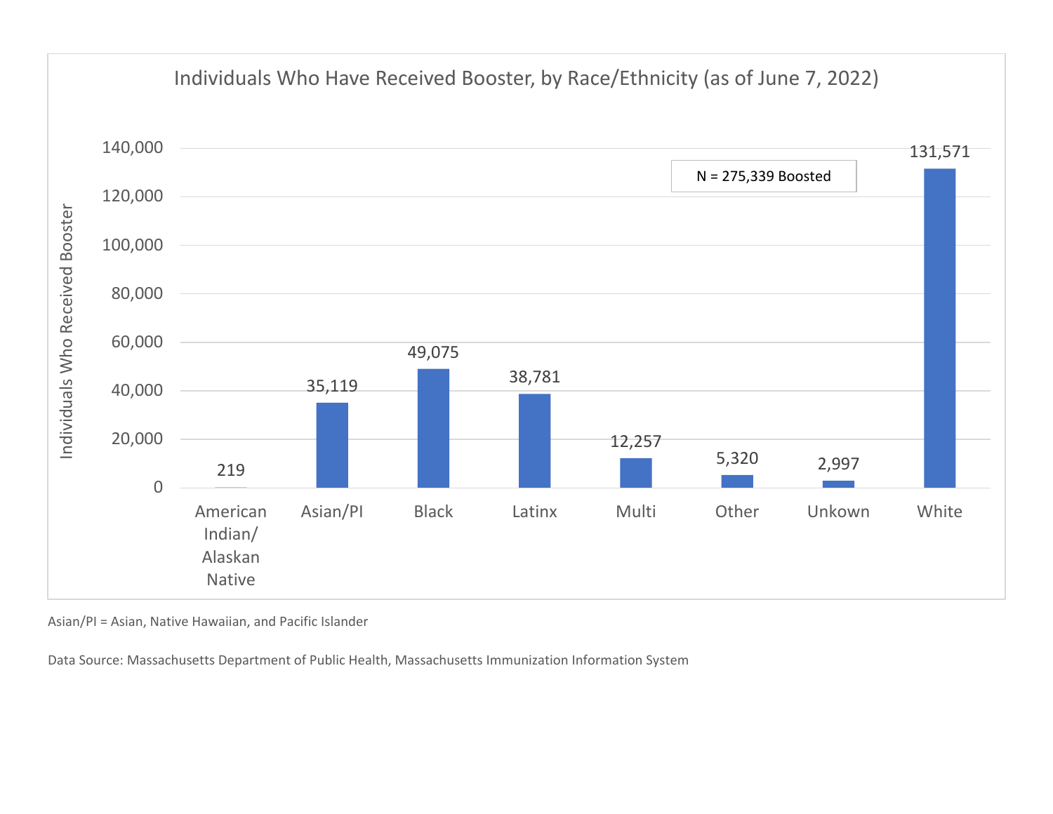Individuals Who Have Received Booster, by Race/Ethnicity (as of June 7, 2022)

N = 275,339 Boosted

| Race/Ethnicity | Individuals Who Received Booster |
| --- | --- |
| American Indian/ Alaskan Native | 219 |
| Asian/PI | 35,119 |
| Black | 49,075 |
| Latinx | 38,781 |
| Multi | 12,257 |
| Other | 5,320 |
| Unkown | 2,997 |
| White | 131,571 |

Asian/PI = Asian, Native Hawaiian, and Pacific Islander

Data Source: Massachusetts Department of Public Health, Massachusetts Immunization Information System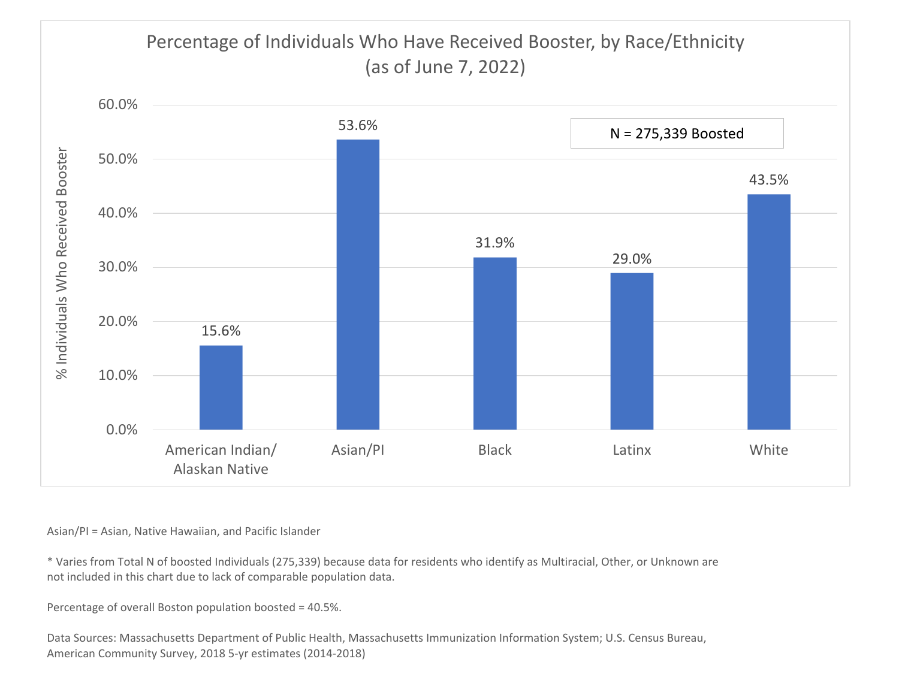## Percentage of Individuals Who Have Received Booster, by Race/Ethnicity (as of June 7, 2022)

N = 275,339 Boosted

| Race/Ethnicity | % Individuals Who Received Booster |
|---|---|
| American Indian/ Alaskan Native | 15.6% |
| Asian/PI | 53.6% |
| Black | 31.9% |
| Latinx | 29.0% |
| White | 43.5% |

Asian/PI = Asian, Native Hawaiian, and Pacific Islander

* Varies from Total N of boosted Individuals (275,339) because data for residents who identify as Multiracial, Other, or Unknown are not included in this chart due to lack of comparable population data.

Percentage of overall Boston population boosted = 40.5%.

Data Sources: Massachusetts Department of Public Health, Massachusetts Immunization Information System; U.S. Census Bureau, American Community Survey, 2018 5-yr estimates (2014-2018)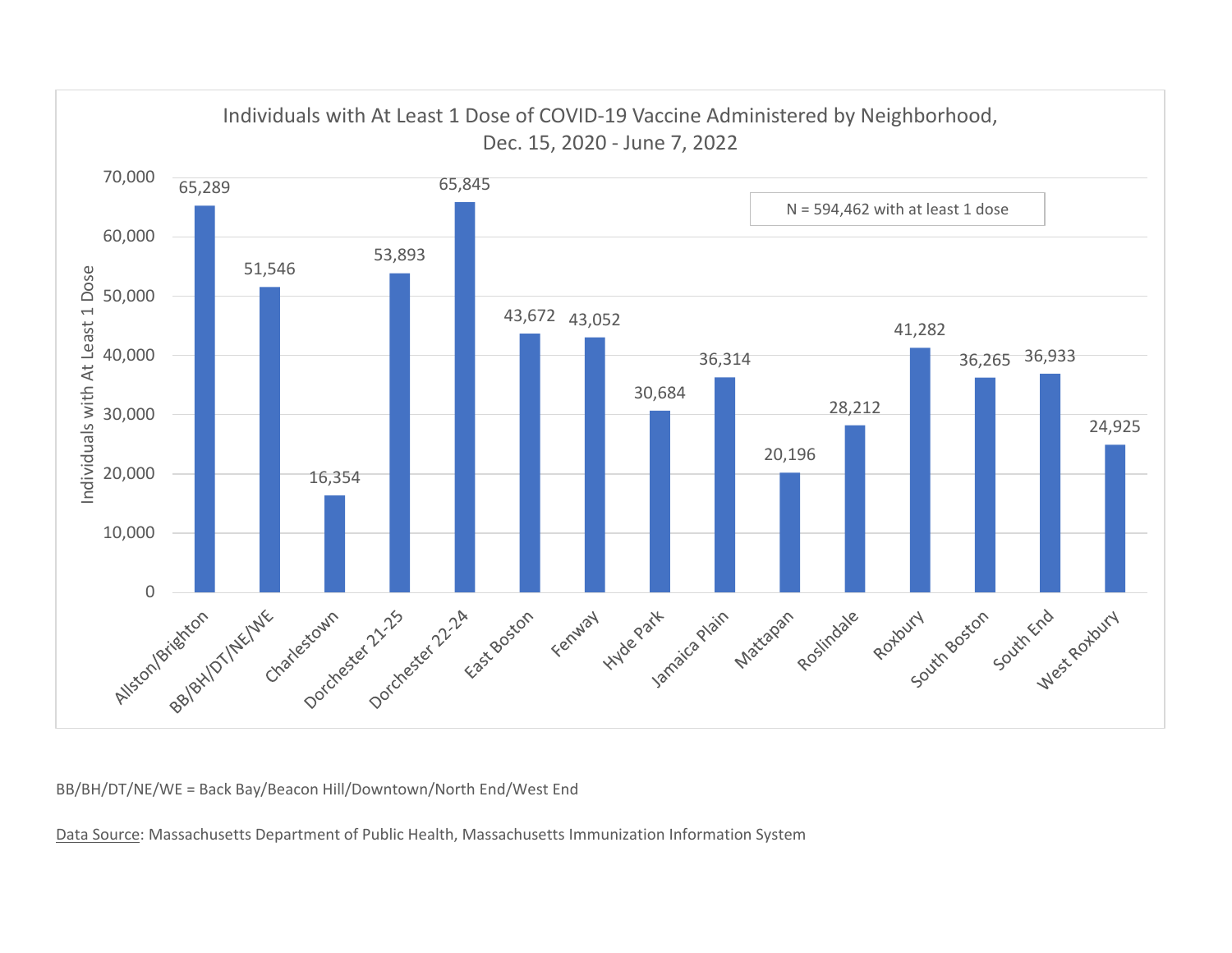## Individuals with At Least 1 Dose of COVID-19 Vaccine Administered by Neighborhood, Dec. 15, 2020 - June 7, 2022

N = 594,462 with at least 1 dose

| Neighborhood | Individuals with At Least 1 Dose |
| --- | --- |
| Allston/Brighton | 65,289 |
| BB/BH/DT/NE/WE | 51,546 |
| Charlestown | 16,354 |
| Dorchester 21-25 | 53,893 |
| Dorchester 22-24 | 65,845 |
| East Boston | 43,672 |
| Fenway | 43,052 |
| Hyde Park | 30,684 |
| Jamaica Plain | 36,314 |
| Mattapan | 20,196 |
| Roslindale | 28,212 |
| Roxbury | 41,282 |
| South Boston | 36,265 |
| South End | 36,933 |
| West Roxbury | 24,925 |

BB/BH/DT/NE/WE = Back Bay/Beacon Hill/Downtown/North End/West End

Data Source: Massachusetts Department of Public Health, Massachusetts Immunization Information System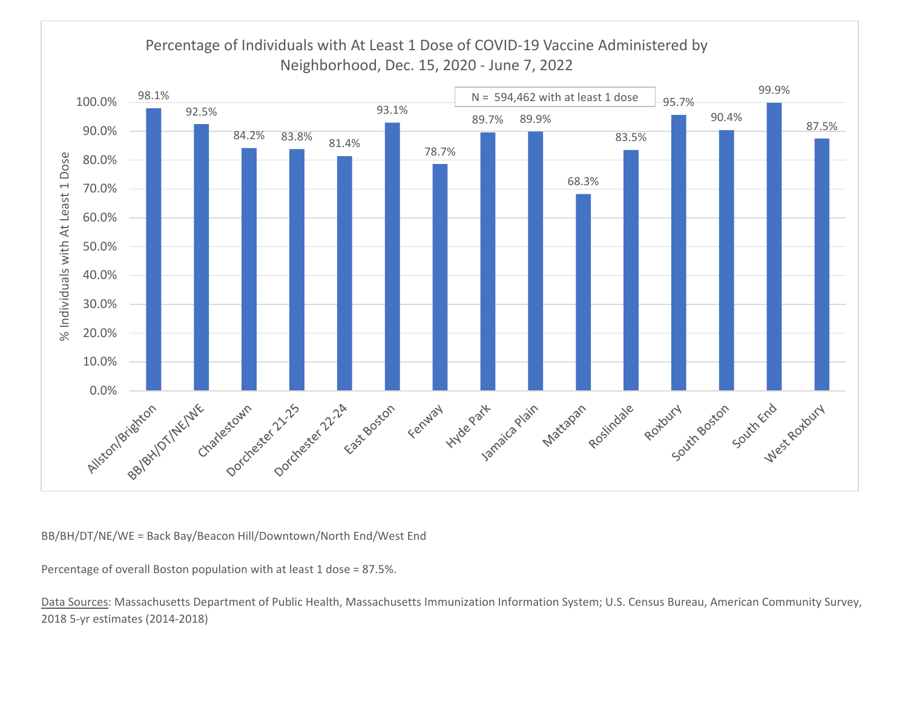## Percentage of Individuals with At Least 1 Dose of COVID-19 Vaccine Administered by Neighborhood, Dec. 15, 2020 - June 7, 2022

N = 594,462 with at least 1 dose

| Neighborhood | % Individuals with At Least 1 Dose |
|---|---|
| Allston/Brighton | 98.1% |
| BB/BH/DT/NE/WE | 92.5% |
| Charlestown | 84.2% |
| Dorchester 21-25 | 83.8% |
| Dorchester 22-24 | 81.4% |
| East Boston | 93.1% |
| Fenway | 78.7% |
| Hyde Park | 89.7% |
| Jamaica Plain | 89.9% |
| Mattapan | 68.3% |
| Roslindale | 83.5% |
| Roxbury | 95.7% |
| South Boston | 90.4% |
| South End | 99.9% |
| West Roxbury | 87.5% |

BB/BH/DT/NE/WE = Back Bay/Beacon Hill/Downtown/North End/West End

Percentage of overall Boston population with at least 1 dose = 87.5%.

Data Sources: Massachusetts Department of Public Health, Massachusetts Immunization Information System; U.S. Census Bureau, American Community Survey, 2018 5-yr estimates (2014-2018)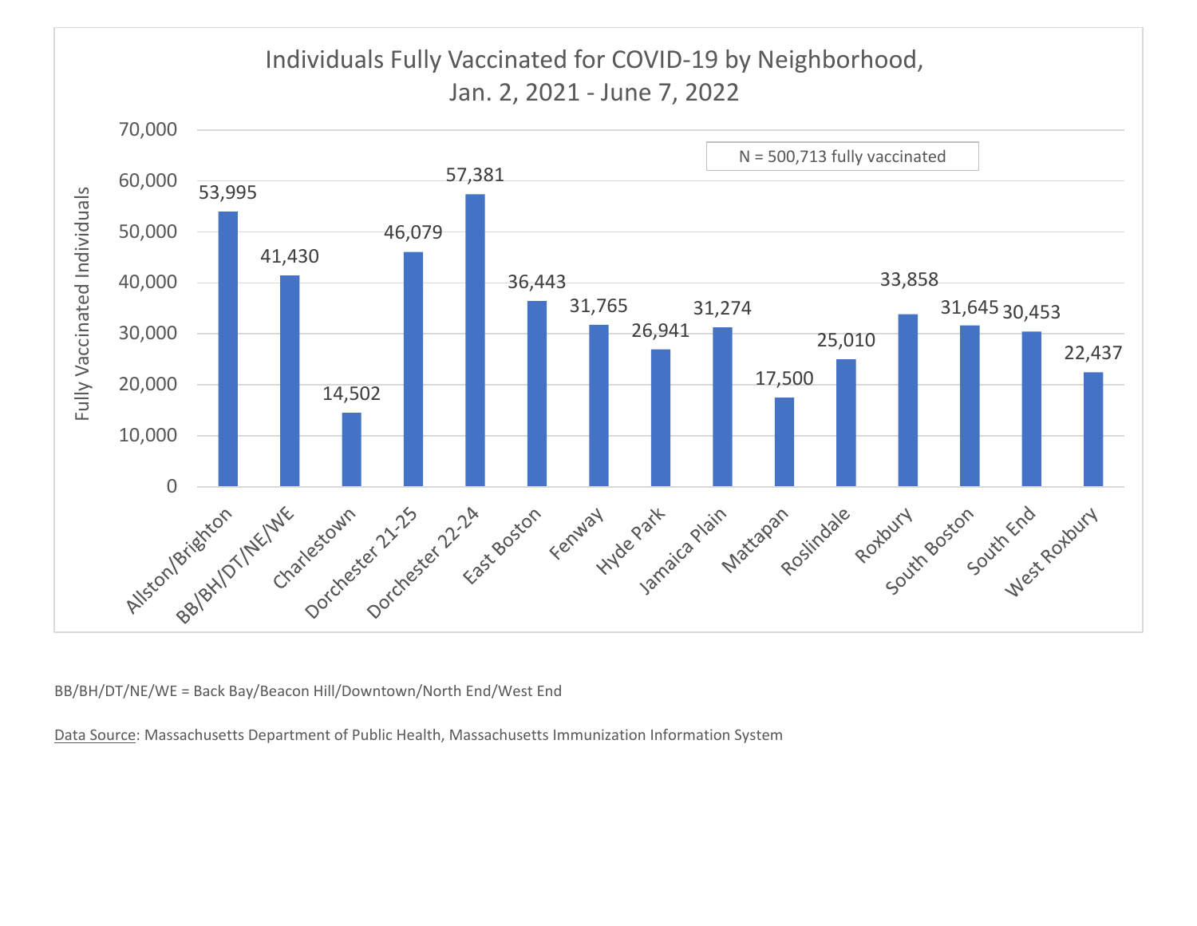## Individuals Fully Vaccinated for COVID-19 by Neighborhood, Jan. 2, 2021 - June 7, 2022

N = 500,713 fully vaccinated

| Neighborhood | Fully Vaccinated Individuals |
|---|---|
| Allston/Brighton | 53,995 |
| BB/BH/DT/NE/WE | 41,430 |
| Charlestown | 14,502 |
| Dorchester 21-25 | 46,079 |
| Dorchester 22-24 | 57,381 |
| East Boston | 36,443 |
| Fenway | 31,765 |
| Hyde Park | 26,941 |
| Jamaica Plain | 31,274 |
| Mattapan | 17,500 |
| Roslindale | 25,010 |
| Roxbury | 33,858 |
| South Boston | 31,645 |
| South End | 30,453 |
| West Roxbury | 22,437 |

BB/BH/DT/NE/WE = Back Bay/Beacon Hill/Downtown/North End/West End

Data Source: Massachusetts Department of Public Health, Massachusetts Immunization Information System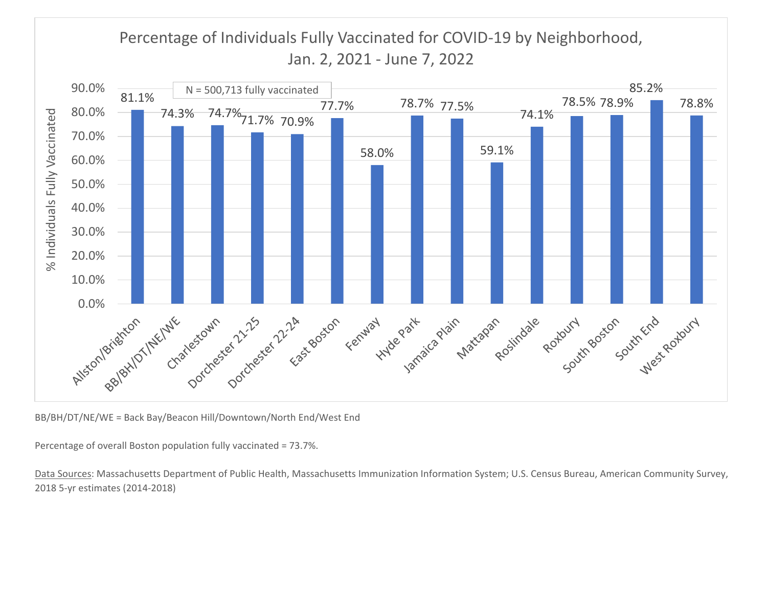## Percentage of Individuals Fully Vaccinated for COVID-19 by Neighborhood, Jan. 2, 2021 - June 7, 2022

N = 500,713 fully vaccinated

| Neighborhood | % Individuals Fully Vaccinated |
|---|---|
| Allston/Brighton | 81.1% |
| BB/BH/DT/NE/WE | 74.3% |
| Charlestown | 74.7% |
| Dorchester 21-25 | 71.7% |
| Dorchester 22-24 | 70.9% |
| East Boston | 77.7% |
| Fenway | 58.0% |
| Hyde Park | 78.7% |
| Jamaica Plain | 77.5% |
| Mattapan | 59.1% |
| Roslindale | 74.1% |
| Roxbury | 78.5% |
| South Boston | 78.9% |
| South End | 85.2% |
| West Roxbury | 78.8% |

BB/BH/DT/NE/WE = Back Bay/Beacon Hill/Downtown/North End/West End

Percentage of overall Boston population fully vaccinated = 73.7%.

Data Sources: Massachusetts Department of Public Health, Massachusetts Immunization Information System; U.S. Census Bureau, American Community Survey, 2018 5-yr estimates (2014-2018)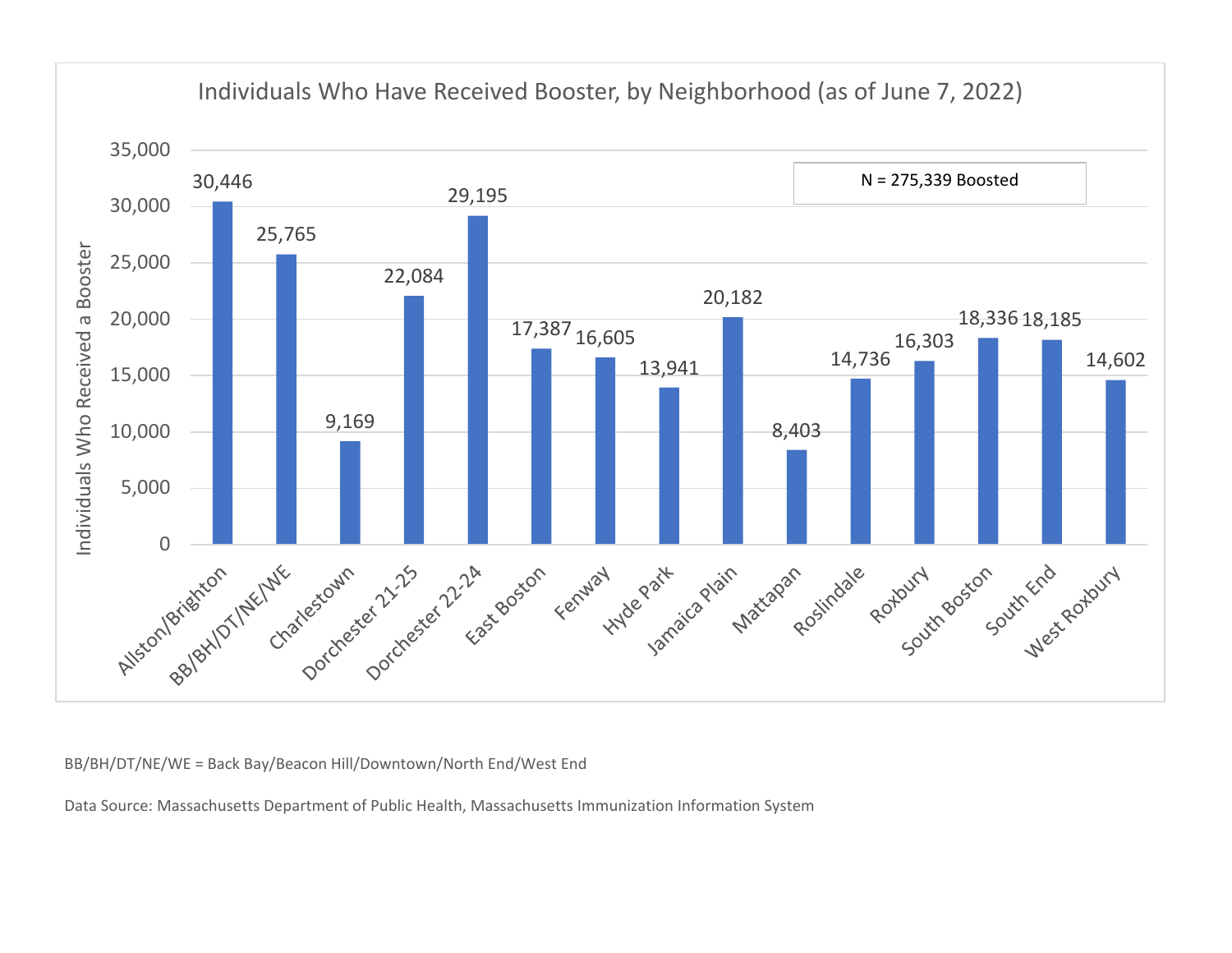## Individuals Who Have Received Booster, by Neighborhood (as of June 7, 2022)

N = 275,339 Boosted

| Neighborhood | Individuals Who Received a Booster |
|---|---|
| Allston/Brighton | 30,446 |
| BB/BH/DT/NE/WE | 25,765 |
| Charlestown | 9,169 |
| Dorchester 21-25 | 22,084 |
| Dorchester 22-24 | 29,195 |
| East Boston | 17,387 |
| Fenway | 16,605 |
| Hyde Park | 13,941 |
| Jamaica Plain | 20,182 |
| Mattapan | 8,403 |
| Roslindale | 14,736 |
| Roxbury | 16,303 |
| South Boston | 18,336 |
| South End | 18,185 |
| West Roxbury | 14,602 |

BB/BH/DT/NE/WE = Back Bay/Beacon Hill/Downtown/North End/West End

Data Source: Massachusetts Department of Public Health, Massachusetts Immunization Information System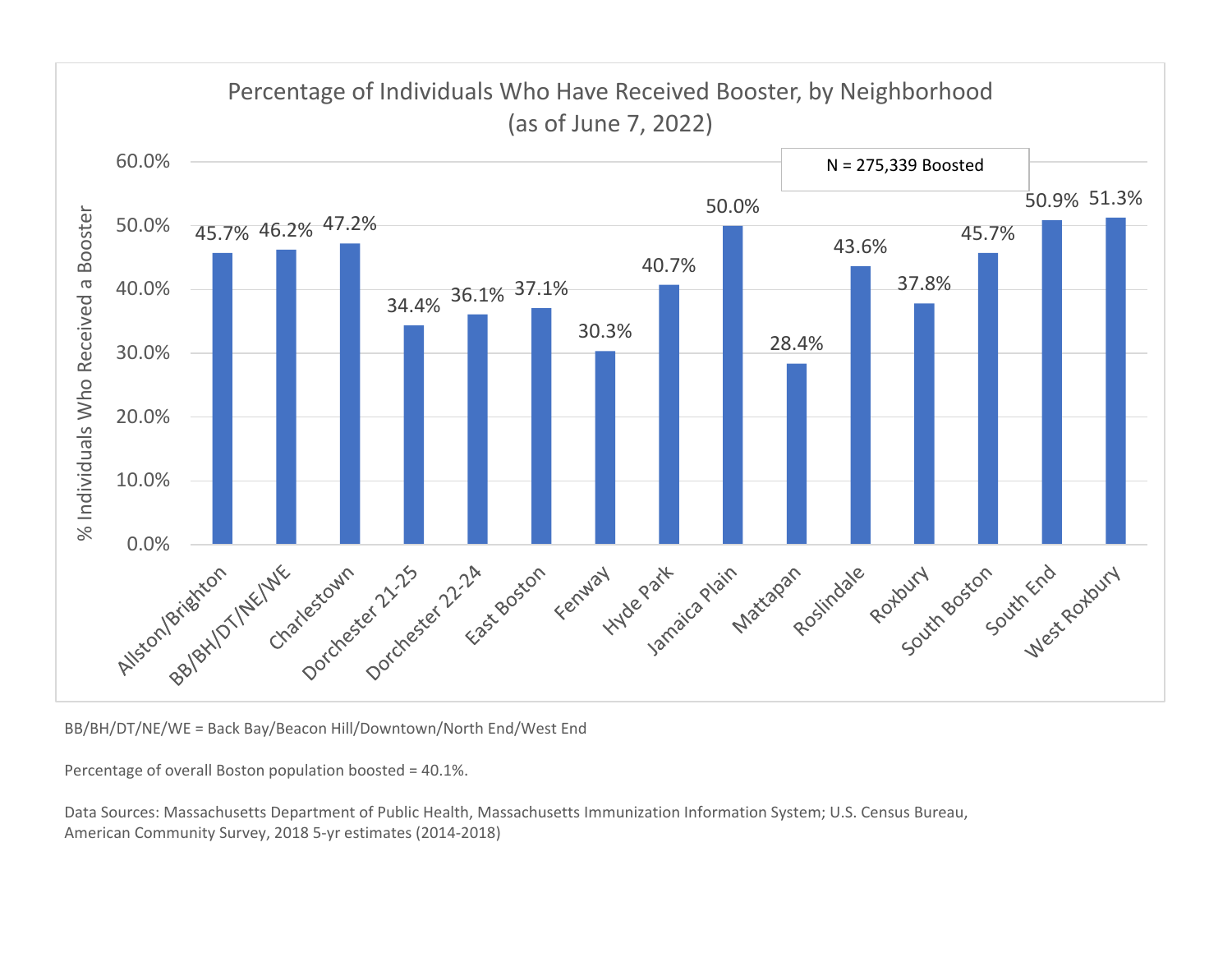## Percentage of Individuals Who Have Received Booster, by Neighborhood (as of June 7, 2022)

N = 275,339 Boosted

| Neighborhood | % Individuals Who Received a Booster |
|---|---|
| Allston/Brighton | 45.7% |
| BB/BH/DT/NE/WE | 46.2% |
| Charlestown | 47.2% |
| Dorchester 21-25 | 34.4% |
| Dorchester 22-24 | 36.1% |
| East Boston | 37.1% |
| Fenway | 30.3% |
| Hyde Park | 40.7% |
| Jamaica Plain | 50.0% |
| Mattapan | 28.4% |
| Roslindale | 43.6% |
| Roxbury | 37.8% |
| South Boston | 45.7% |
| South End | 50.9% |
| West Roxbury | 51.3% |

BB/BH/DT/NE/WE = Back Bay/Beacon Hill/Downtown/North End/West End

Percentage of overall Boston population boosted = 40.1%.

Data Sources: Massachusetts Department of Public Health, Massachusetts Immunization Information System; U.S. Census Bureau, American Community Survey, 2018 5-yr estimates (2014-2018)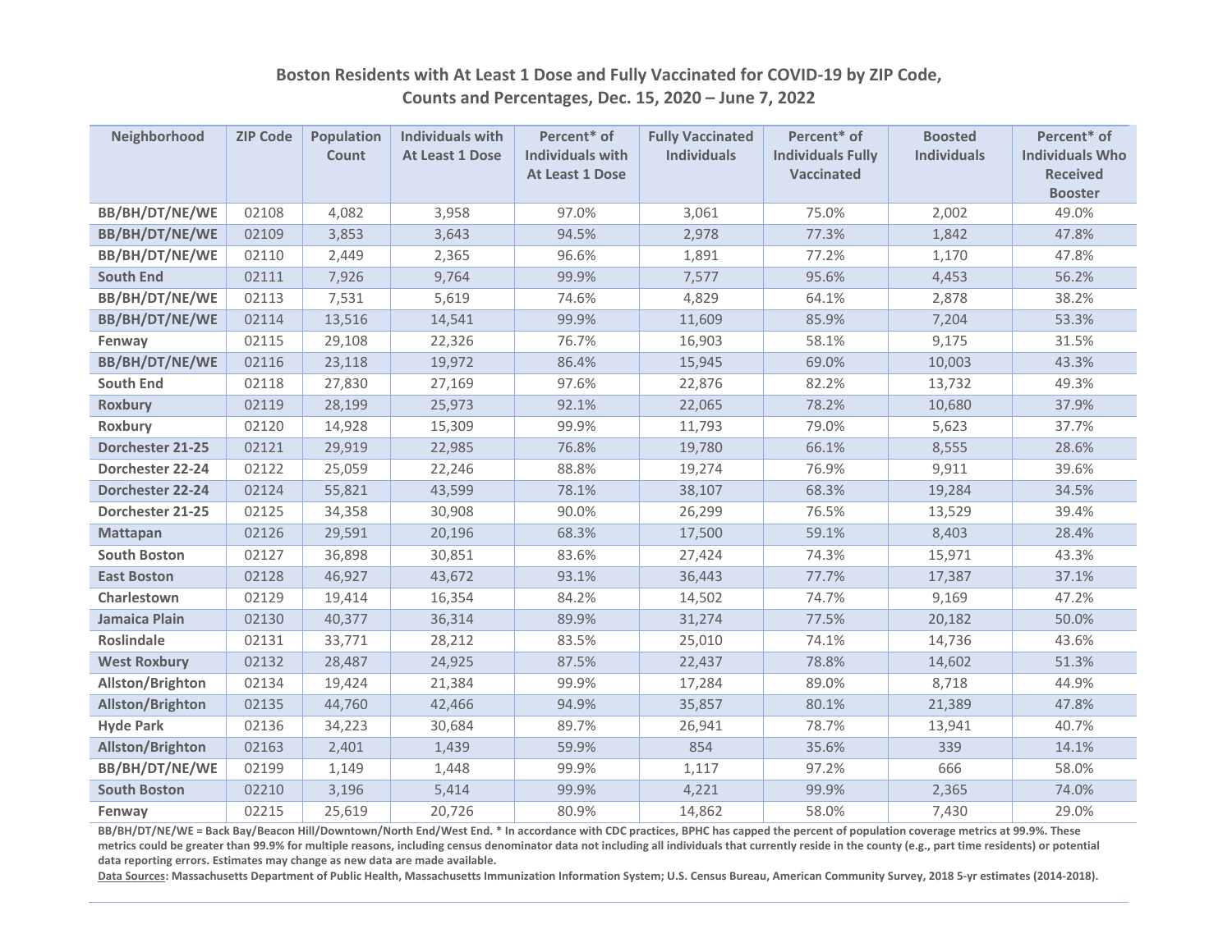## Boston Residents with At Least 1 Dose and Fully Vaccinated for COVID-19 by ZIP Code, Counts and Percentages, Dec. 15, 2020 – June 7, 2022

| Neighborhood | ZIP Code | Population Count | Individuals with At Least 1 Dose | Percent* of Individuals with At Least 1 Dose | Fully Vaccinated Individuals | Percent* of Individuals Fully Vaccinated | Boosted Individuals | Percent* of Individuals Who Received Booster |
|---|---|---|---|---|---|---|---|---|
| BB/BH/DT/NE/WE | 02108 | 4,082 | 3,958 | 97.0% | 3,061 | 75.0% | 2,002 | 49.0% |
| BB/BH/DT/NE/WE | 02109 | 3,853 | 3,643 | 94.5% | 2,978 | 77.3% | 1,842 | 47.8% |
| BB/BH/DT/NE/WE | 02110 | 2,449 | 2,365 | 96.6% | 1,891 | 77.2% | 1,170 | 47.8% |
| South End | 02111 | 7,926 | 9,764 | 99.9% | 7,577 | 95.6% | 4,453 | 56.2% |
| BB/BH/DT/NE/WE | 02113 | 7,531 | 5,619 | 74.6% | 4,829 | 64.1% | 2,878 | 38.2% |
| BB/BH/DT/NE/WE | 02114 | 13,516 | 14,541 | 99.9% | 11,609 | 85.9% | 7,204 | 53.3% |
| Fenway | 02115 | 29,108 | 22,326 | 76.7% | 16,903 | 58.1% | 9,175 | 31.5% |
| BB/BH/DT/NE/WE | 02116 | 23,118 | 19,972 | 86.4% | 15,945 | 69.0% | 10,003 | 43.3% |
| South End | 02118 | 27,830 | 27,169 | 97.6% | 22,876 | 82.2% | 13,732 | 49.3% |
| Roxbury | 02119 | 28,199 | 25,973 | 92.1% | 22,065 | 78.2% | 10,680 | 37.9% |
| Roxbury | 02120 | 14,928 | 15,309 | 99.9% | 11,793 | 79.0% | 5,623 | 37.7% |
| Dorchester 21-25 | 02121 | 29,919 | 22,985 | 76.8% | 19,780 | 66.1% | 8,555 | 28.6% |
| Dorchester 22-24 | 02122 | 25,059 | 22,246 | 88.8% | 19,274 | 76.9% | 9,911 | 39.6% |
| Dorchester 22-24 | 02124 | 55,821 | 43,599 | 78.1% | 38,107 | 68.3% | 19,284 | 34.5% |
| Dorchester 21-25 | 02125 | 34,358 | 30,908 | 90.0% | 26,299 | 76.5% | 13,529 | 39.4% |
| Mattapan | 02126 | 29,591 | 20,196 | 68.3% | 17,500 | 59.1% | 8,403 | 28.4% |
| South Boston | 02127 | 36,898 | 30,851 | 83.6% | 27,424 | 74.3% | 15,971 | 43.3% |
| East Boston | 02128 | 46,927 | 43,672 | 93.1% | 36,443 | 77.7% | 17,387 | 37.1% |
| Charlestown | 02129 | 19,414 | 16,354 | 84.2% | 14,502 | 74.7% | 9,169 | 47.2% |
| Jamaica Plain | 02130 | 40,377 | 36,314 | 89.9% | 31,274 | 77.5% | 20,182 | 50.0% |
| Roslindale | 02131 | 33,771 | 28,212 | 83.5% | 25,010 | 74.1% | 14,736 | 43.6% |
| West Roxbury | 02132 | 28,487 | 24,925 | 87.5% | 22,437 | 78.8% | 14,602 | 51.3% |
| Allston/Brighton | 02134 | 19,424 | 21,384 | 99.9% | 17,284 | 89.0% | 8,718 | 44.9% |
| Allston/Brighton | 02135 | 44,760 | 42,466 | 94.9% | 35,857 | 80.1% | 21,389 | 47.8% |
| Hyde Park | 02136 | 34,223 | 30,684 | 89.7% | 26,941 | 78.7% | 13,941 | 40.7% |
| Allston/Brighton | 02163 | 2,401 | 1,439 | 59.9% | 854 | 35.6% | 339 | 14.1% |
| BB/BH/DT/NE/WE | 02199 | 1,149 | 1,448 | 99.9% | 1,117 | 97.2% | 666 | 58.0% |
| South Boston | 02210 | 3,196 | 5,414 | 99.9% | 4,221 | 99.9% | 2,365 | 74.0% |
| Fenway | 02215 | 25,619 | 20,726 | 80.9% | 14,862 | 58.0% | 7,430 | 29.0% |

**BB/BH/DT/NE/WE = Back Bay/Beacon Hill/Downtown/North End/West End. * In accordance with CDC practices, BPHC has capped the percent of population coverage metrics at 99.9%. These metrics could be greater than 99.9% for multiple reasons, including census denominator data not including all individuals that currently reside in the county (e.g., part time residents) or potential data reporting errors. Estimates may change as new data are made available.**

**Data Sources: Massachusetts Department of Public Health, Massachusetts Immunization Information System; U.S. Census Bureau, American Community Survey, 2018 5-yr estimates (2014-2018).**